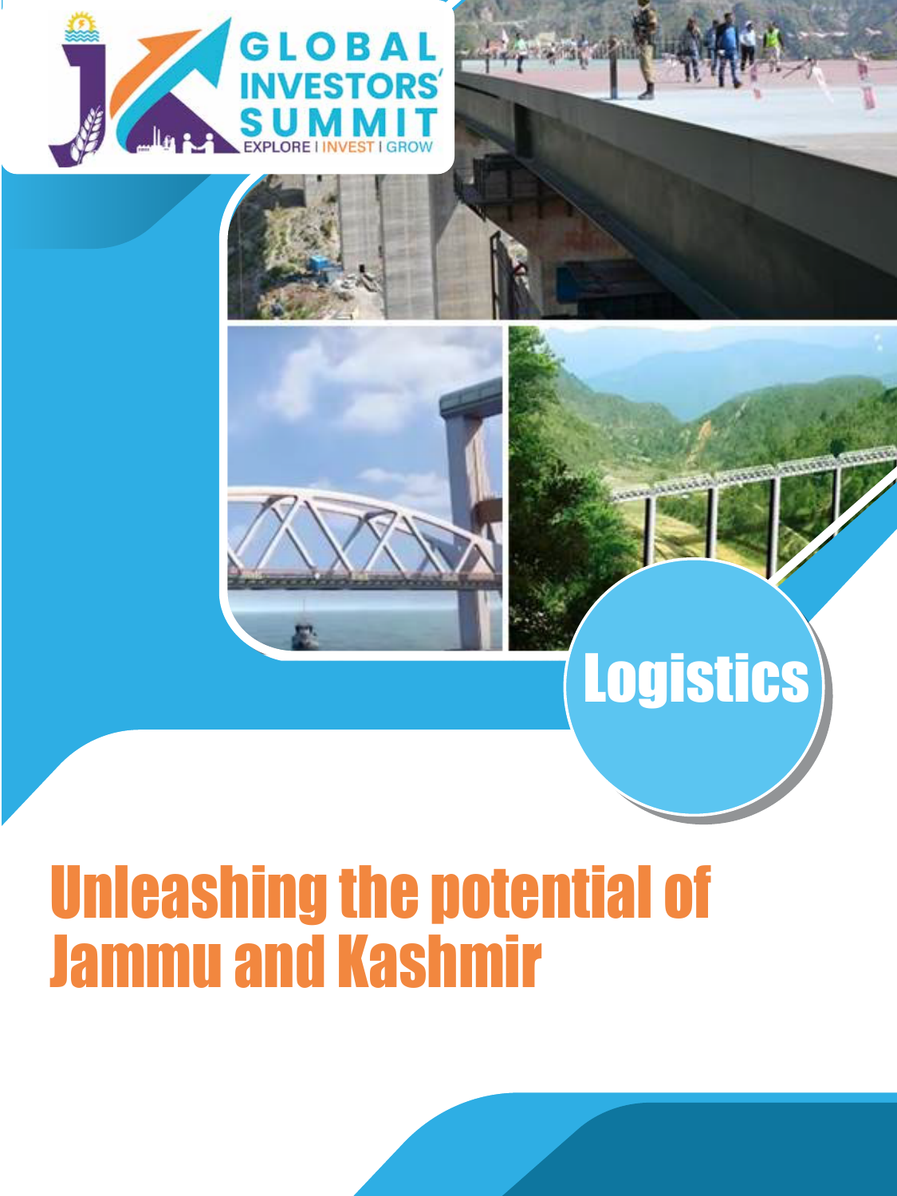GLOBAL INVESTORS' SUMMIT

EXPLORE | INVEST | GROW

# Logistics

## Unleashing the potential of Jammu and Kashmir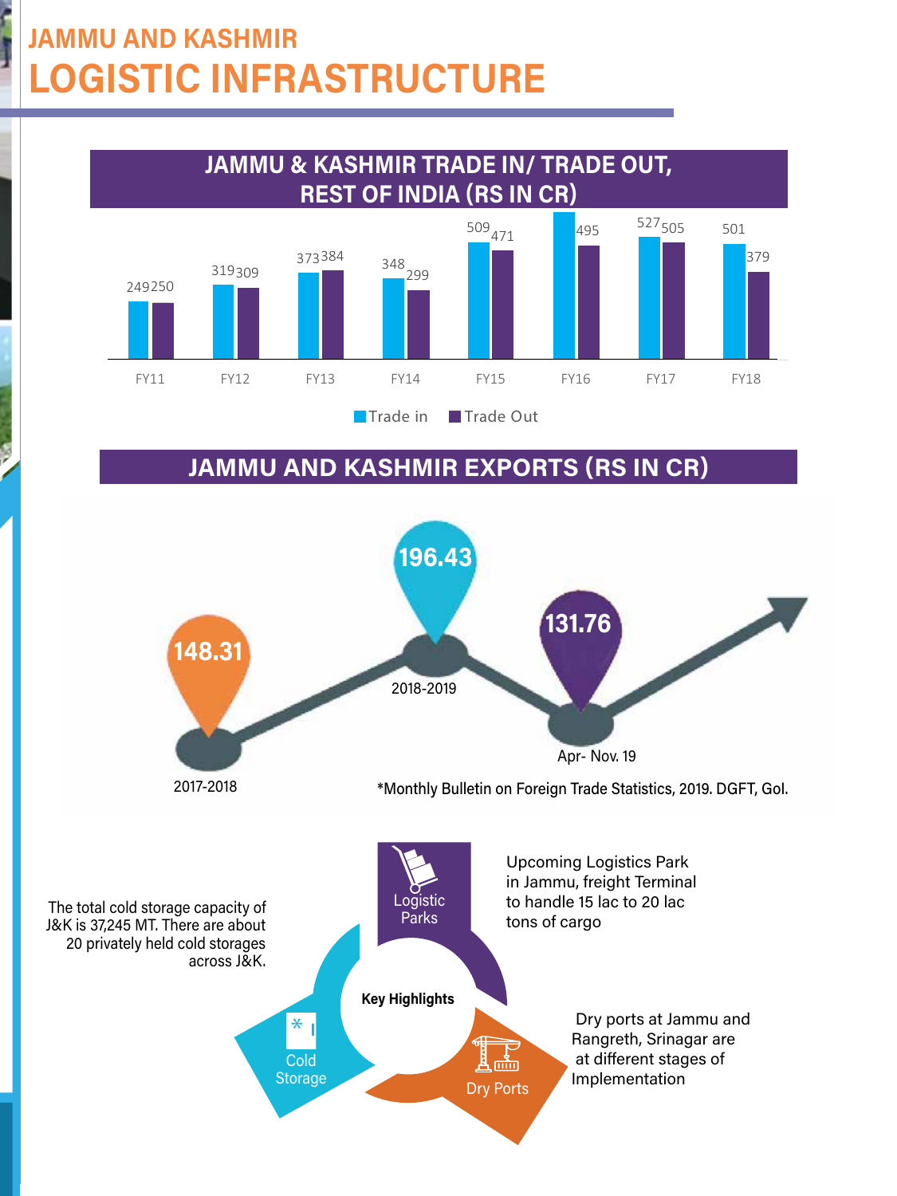# JAMMU AND KASHMIR
# LOGISTIC INFRASTRUCTURE

## JAMMU & KASHMIR TRADE IN/ TRADE OUT, REST OF INDIA (RS IN CR)

| | FY11 | FY12 | FY13 | FY14 | FY15 | FY16 | FY17 | FY18 |
|---|---|---|---|---|---|---|---|---|
| Trade in | 249 | 319 | 373 | 348 | 509 | | 527 | 501 |
| Trade Out | 250 | 309 | 384 | 299 | 471 | 495 | 505 | 379 |

## JAMMU AND KASHMIR EXPORTS (RS IN CR)

| Period | Exports |
|---|---|
| 2017-2018 | 148.31 |
| 2018-2019 | 196.43 |
| Apr- Nov. 19 | 131.76 |

*Monthly Bulletin on Foreign Trade Statistics, 2019. DGFT, GoI.

**Key Highlights**

- **Logistic Parks:** Upcoming Logistics Park in Jammu, freight Terminal to handle 15 lac to 20 lac tons of cargo
- **Dry Ports:** Dry ports at Jammu and Rangreth, Srinagar are at different stages of Implementation
- **Cold Storage:** The total cold storage capacity of J&K is 37,245 MT. There are about 20 privately held cold storages across J&K.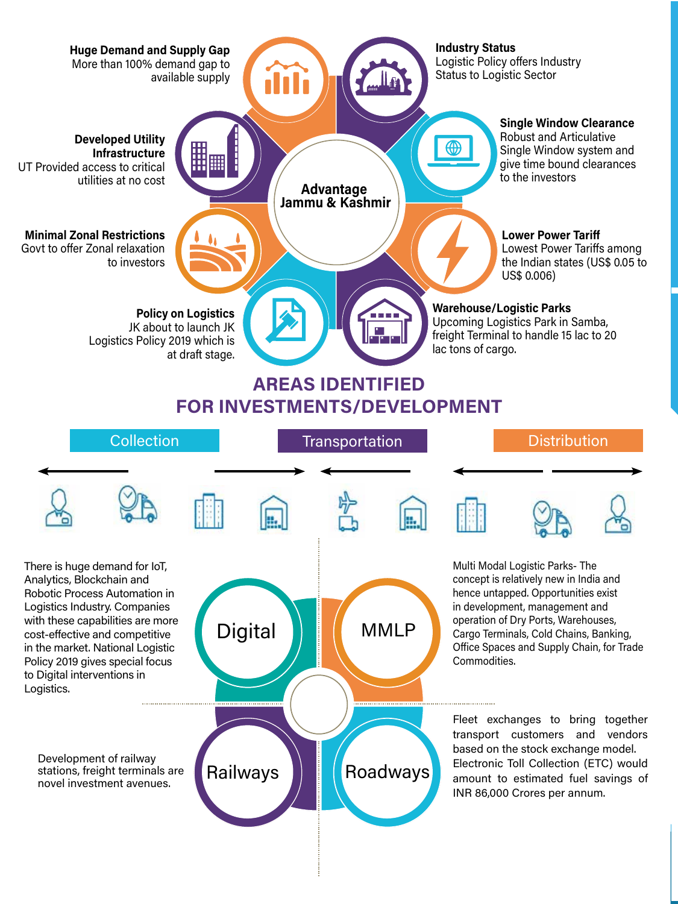## Advantage Jammu & Kashmir

**Huge Demand and Supply Gap**
More than 100% demand gap to available supply

**Industry Status**
Logistic Policy offers Industry Status to Logistic Sector

**Developed Utility Infrastructure**
UT Provided access to critical utilities at no cost

**Single Window Clearance**
Robust and Articulative Single Window system and give time bound clearances to the investors

**Minimal Zonal Restrictions**
Govt to offer Zonal relaxation to investors

**Lower Power Tariff**
Lowest Power Tariffs among the Indian states (US$ 0.05 to US$ 0.006)

**Policy on Logistics**
JK about to launch JK Logistics Policy 2019 which is at draft stage.

**Warehouse/Logistic Parks**
Upcoming Logistics Park in Samba, freight Terminal to handle 15 lac to 20 lac tons of cargo.

## AREAS IDENTIFIED FOR INVESTMENTS/DEVELOPMENT

Collection | Transportation | Distribution

### Digital

There is huge demand for IoT, Analytics, Blockchain and Robotic Process Automation in Logistics Industry. Companies with these capabilities are more cost-effective and competitive in the market. National Logistic Policy 2019 gives special focus to Digital interventions in Logistics.

### MMLP

Multi Modal Logistic Parks- The concept is relatively new in India and hence untapped. Opportunities exist in development, management and operation of Dry Ports, Warehouses, Cargo Terminals, Cold Chains, Banking, Office Spaces and Supply Chain, for Trade Commodities.

### Railways

Development of railway stations, freight terminals are novel investment avenues.

### Roadways

Fleet exchanges to bring together transport customers and vendors based on the stock exchange model. Electronic Toll Collection (ETC) would amount to estimated fuel savings of INR 86,000 Crores per annum.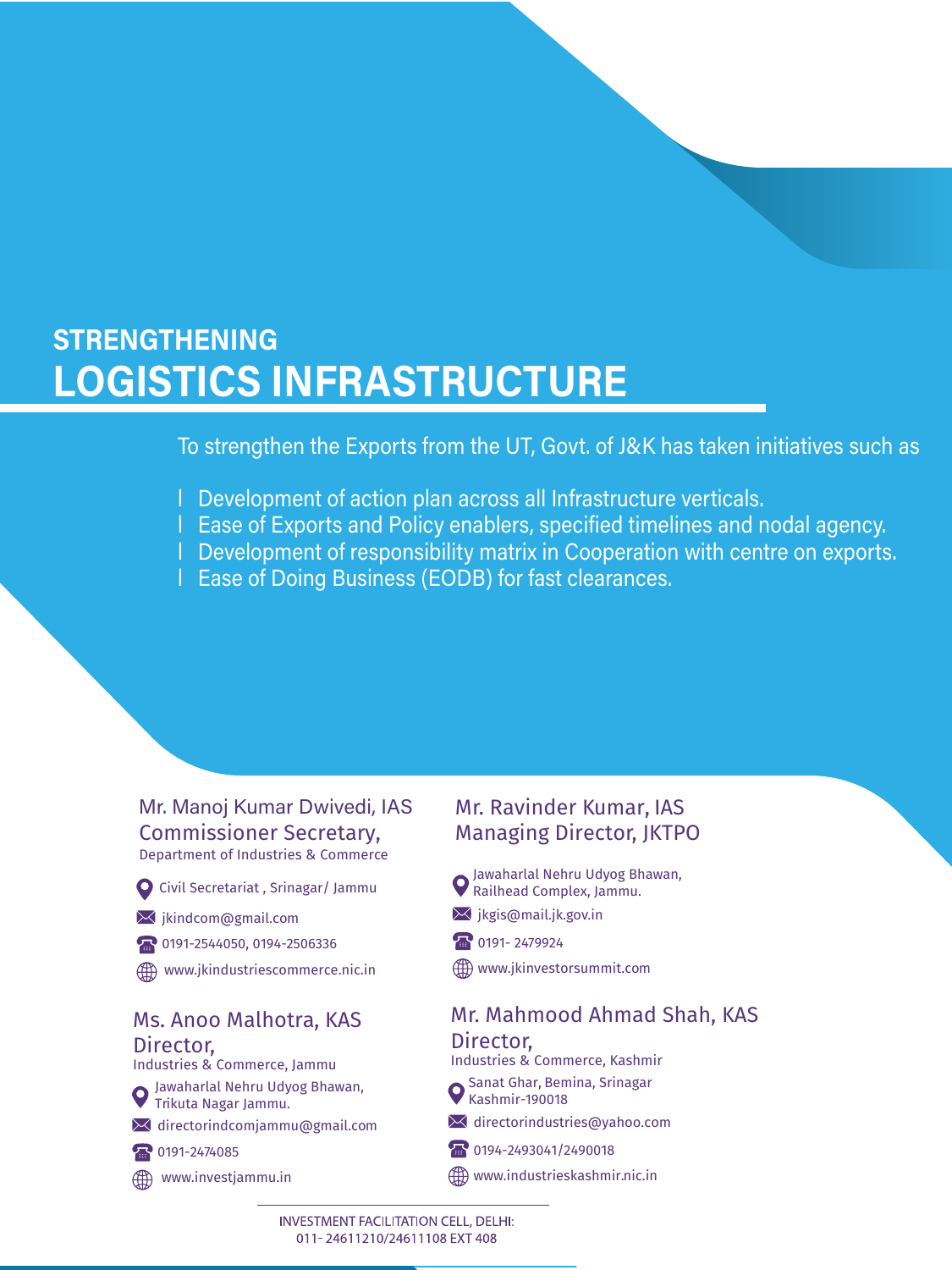## STRENGTHENING
# LOGISTICS INFRASTRUCTURE

To strengthen the Exports from the UT, Govt. of J&K has taken initiatives such as

- Development of action plan across all Infrastructure verticals.
- Ease of Exports and Policy enablers, specified timelines and nodal agency.
- Development of responsibility matrix in Cooperation with centre on exports.
- Ease of Doing Business (EODB) for fast clearances.

### Mr. Manoj Kumar Dwivedi, IAS
### Commissioner Secretary,
Department of Industries & Commerce

Civil Secretariat , Srinagar/ Jammu

jkindcom@gmail.com

0191-2544050, 0194-2506336

www.jkindustriescommerce.nic.in

### Mr. Ravinder Kumar, IAS
### Managing Director, JKTPO

Jawaharlal Nehru Udyog Bhawan,
Railhead Complex, Jammu.

jkgis@mail.jk.gov.in

0191- 2479924

www.jkinvestorsummit.com

### Ms. Anoo Malhotra, KAS
### Director,
Industries & Commerce, Jammu

Jawaharlal Nehru Udyog Bhawan,
Trikuta Nagar Jammu.

directorindcomjammu@gmail.com

0191-2474085

www.investjammu.in

### Mr. Mahmood Ahmad Shah, KAS
### Director,
Industries & Commerce, Kashmir

Sanat Ghar, Bemina, Srinagar
Kashmir-190018

directorindustries@yahoo.com

0194-2493041/2490018

www.industrieskashmir.nic.in

INVESTMENT FACILITATION CELL, DELHI:
011- 24611210/24611108 EXT 408